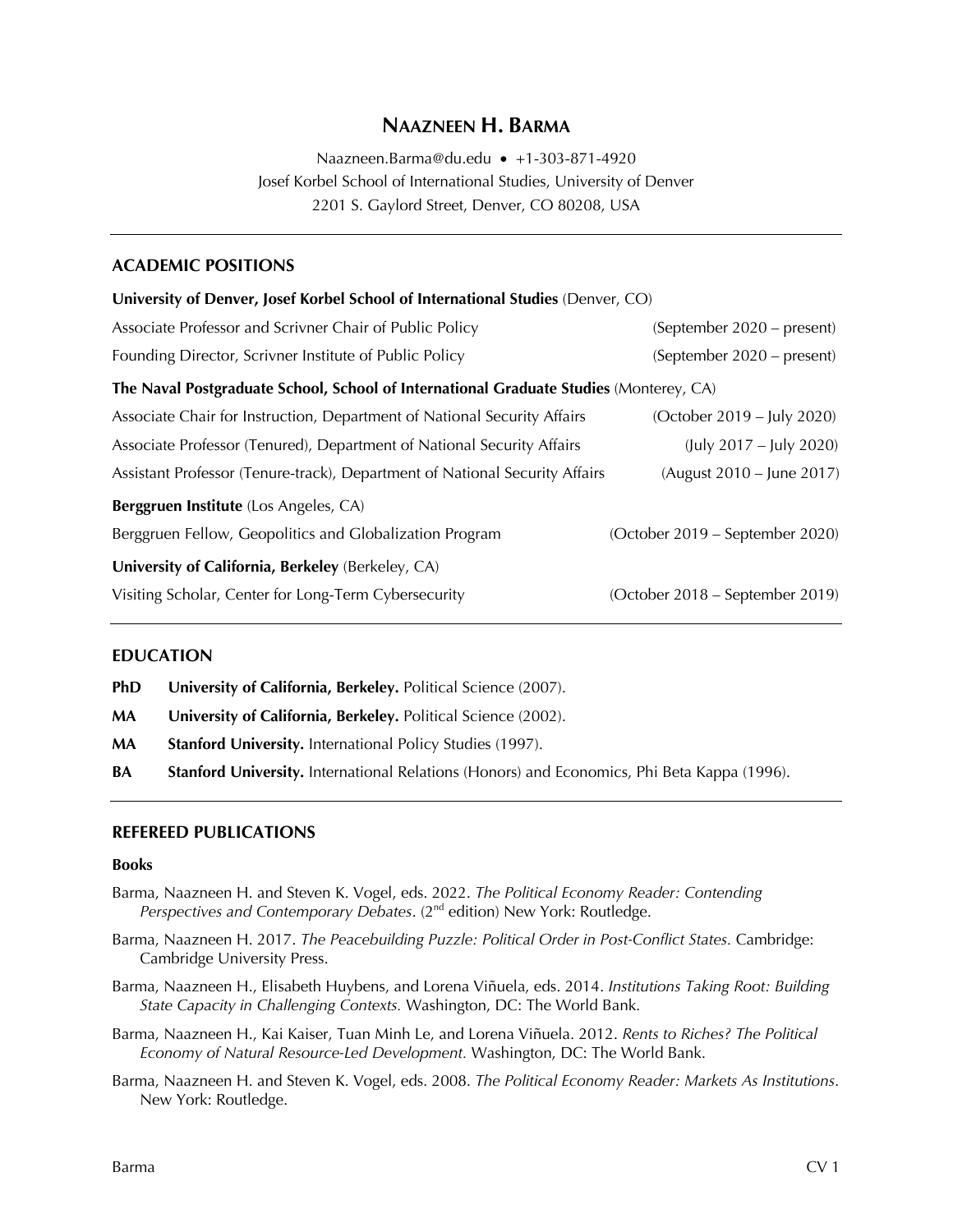# NAAZNEEN H. BARMA

Naazneen.Barma@du.edu • +1-303-871-4920
Josef Korbel School of International Studies, University of Denver
2201 S. Gaylord Street, Denver, CO 80208, USA

---

## ACADEMIC POSITIONS

**University of Denver, Josef Korbel School of International Studies** (Denver, CO)

Associate Professor and Scrivner Chair of Public Policy (September 2020 – present)

Founding Director, Scrivner Institute of Public Policy (September 2020 – present)

**The Naval Postgraduate School, School of International Graduate Studies** (Monterey, CA)

Associate Chair for Instruction, Department of National Security Affairs (October 2019 – July 2020)

Associate Professor (Tenured), Department of National Security Affairs (July 2017 – July 2020)

Assistant Professor (Tenure-track), Department of National Security Affairs (August 2010 – June 2017)

**Berggruen Institute** (Los Angeles, CA)

Berggruen Fellow, Geopolitics and Globalization Program (October 2019 – September 2020)

**University of California, Berkeley** (Berkeley, CA)

Visiting Scholar, Center for Long-Term Cybersecurity (October 2018 – September 2019)

---

## EDUCATION

**PhD** **University of California, Berkeley.** Political Science (2007).

**MA** **University of California, Berkeley.** Political Science (2002).

**MA** **Stanford University.** International Policy Studies (1997).

**BA** **Stanford University.** International Relations (Honors) and Economics, Phi Beta Kappa (1996).

---

## REFEREED PUBLICATIONS

### Books

Barma, Naazneen H. and Steven K. Vogel, eds. 2022. *The Political Economy Reader: Contending Perspectives and Contemporary Debates*. (2nd edition) New York: Routledge.

Barma, Naazneen H. 2017. *The Peacebuilding Puzzle: Political Order in Post-Conflict States.* Cambridge: Cambridge University Press.

Barma, Naazneen H., Elisabeth Huybens, and Lorena Viñuela, eds. 2014. *Institutions Taking Root: Building State Capacity in Challenging Contexts.* Washington, DC: The World Bank.

Barma, Naazneen H., Kai Kaiser, Tuan Minh Le, and Lorena Viñuela. 2012. *Rents to Riches? The Political Economy of Natural Resource-Led Development.* Washington, DC: The World Bank.

Barma, Naazneen H. and Steven K. Vogel, eds. 2008. *The Political Economy Reader: Markets As Institutions*. New York: Routledge.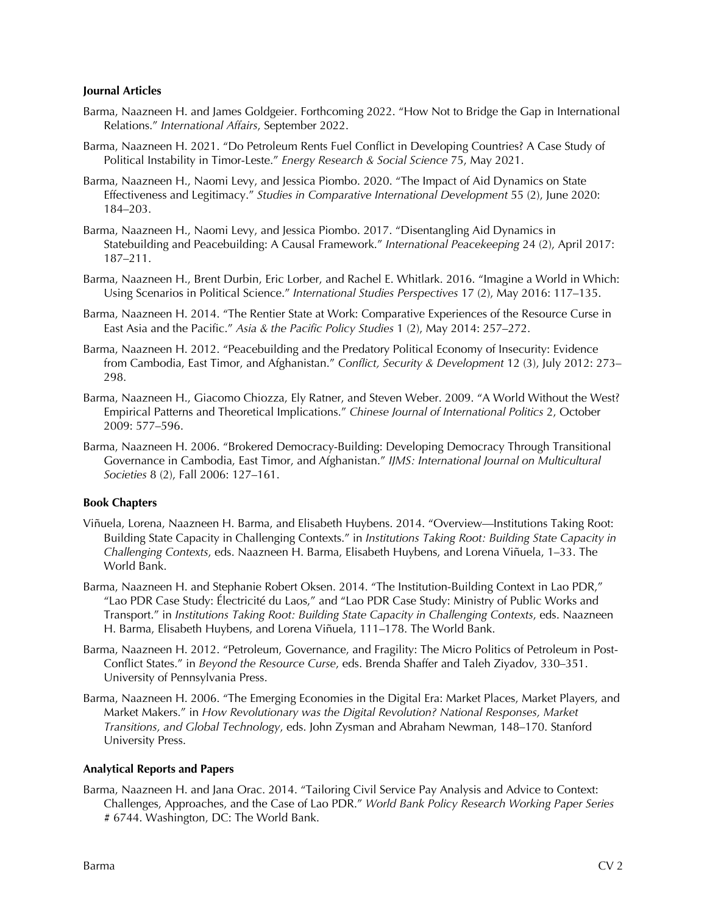**Journal Articles**

Barma, Naazneen H. and James Goldgeier. Forthcoming 2022. "How Not to Bridge the Gap in International Relations." *International Affairs*, September 2022.

Barma, Naazneen H. 2021. "Do Petroleum Rents Fuel Conflict in Developing Countries? A Case Study of Political Instability in Timor-Leste." *Energy Research & Social Science* 75, May 2021.

Barma, Naazneen H., Naomi Levy, and Jessica Piombo. 2020. "The Impact of Aid Dynamics on State Effectiveness and Legitimacy." *Studies in Comparative International Development* 55 (2), June 2020: 184–203.

Barma, Naazneen H., Naomi Levy, and Jessica Piombo. 2017. "Disentangling Aid Dynamics in Statebuilding and Peacebuilding: A Causal Framework." *International Peacekeeping* 24 (2), April 2017: 187–211.

Barma, Naazneen H., Brent Durbin, Eric Lorber, and Rachel E. Whitlark. 2016. "Imagine a World in Which: Using Scenarios in Political Science." *International Studies Perspectives* 17 (2), May 2016: 117–135.

Barma, Naazneen H. 2014. "The Rentier State at Work: Comparative Experiences of the Resource Curse in East Asia and the Pacific." *Asia & the Pacific Policy Studies* 1 (2), May 2014: 257–272.

Barma, Naazneen H. 2012. "Peacebuilding and the Predatory Political Economy of Insecurity: Evidence from Cambodia, East Timor, and Afghanistan." *Conflict, Security & Development* 12 (3), July 2012: 273–298.

Barma, Naazneen H., Giacomo Chiozza, Ely Ratner, and Steven Weber. 2009. "A World Without the West? Empirical Patterns and Theoretical Implications." *Chinese Journal of International Politics* 2, October 2009: 577–596.

Barma, Naazneen H. 2006. "Brokered Democracy-Building: Developing Democracy Through Transitional Governance in Cambodia, East Timor, and Afghanistan." *IJMS: International Journal on Multicultural Societies* 8 (2), Fall 2006: 127–161.

**Book Chapters**

Viñuela, Lorena, Naazneen H. Barma, and Elisabeth Huybens. 2014. "Overview—Institutions Taking Root: Building State Capacity in Challenging Contexts." in *Institutions Taking Root: Building State Capacity in Challenging Contexts*, eds. Naazneen H. Barma, Elisabeth Huybens, and Lorena Viñuela, 1–33. The World Bank.

Barma, Naazneen H. and Stephanie Robert Oksen. 2014. "The Institution-Building Context in Lao PDR," "Lao PDR Case Study: Électricité du Laos," and "Lao PDR Case Study: Ministry of Public Works and Transport." in *Institutions Taking Root: Building State Capacity in Challenging Contexts*, eds. Naazneen H. Barma, Elisabeth Huybens, and Lorena Viñuela, 111–178. The World Bank.

Barma, Naazneen H. 2012. "Petroleum, Governance, and Fragility: The Micro Politics of Petroleum in Post-Conflict States." in *Beyond the Resource Curse*, eds. Brenda Shaffer and Taleh Ziyadov, 330–351. University of Pennsylvania Press.

Barma, Naazneen H. 2006. "The Emerging Economies in the Digital Era: Market Places, Market Players, and Market Makers." in *How Revolutionary was the Digital Revolution? National Responses, Market Transitions, and Global Technology*, eds. John Zysman and Abraham Newman, 148–170. Stanford University Press.

**Analytical Reports and Papers**

Barma, Naazneen H. and Jana Orac. 2014. "Tailoring Civil Service Pay Analysis and Advice to Context: Challenges, Approaches, and the Case of Lao PDR." *World Bank Policy Research Working Paper Series* # 6744. Washington, DC: The World Bank.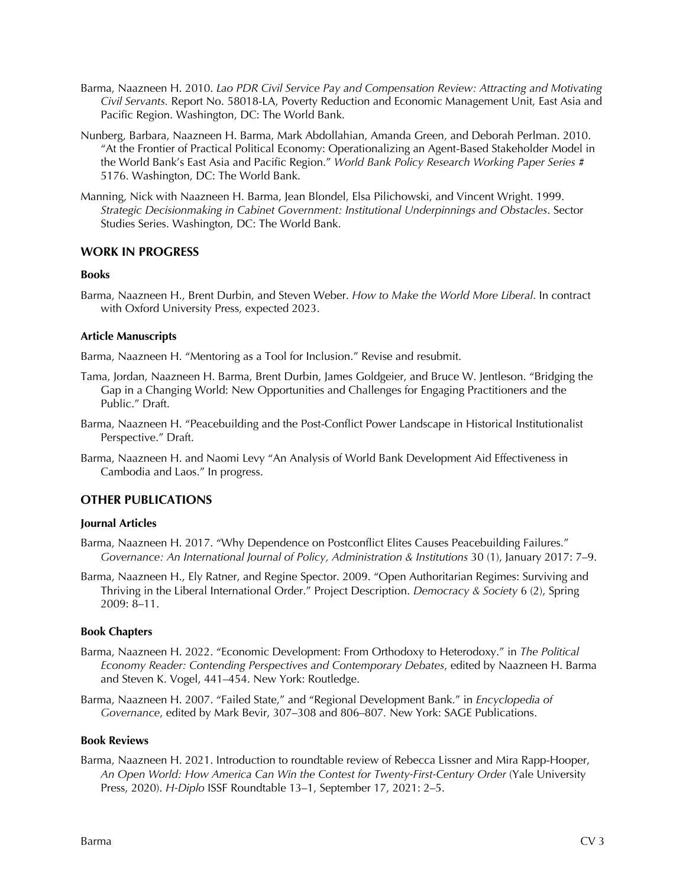Barma, Naazneen H. 2010. *Lao PDR Civil Service Pay and Compensation Review: Attracting and Motivating Civil Servants.* Report No. 58018-LA, Poverty Reduction and Economic Management Unit, East Asia and Pacific Region. Washington, DC: The World Bank.

Nunberg, Barbara, Naazneen H. Barma, Mark Abdollahian, Amanda Green, and Deborah Perlman. 2010. "At the Frontier of Practical Political Economy: Operationalizing an Agent-Based Stakeholder Model in the World Bank's East Asia and Pacific Region." *World Bank Policy Research Working Paper Series #* 5176. Washington, DC: The World Bank.

Manning, Nick with Naazneen H. Barma, Jean Blondel, Elsa Pilichowski, and Vincent Wright. 1999. *Strategic Decisionmaking in Cabinet Government: Institutional Underpinnings and Obstacles*. Sector Studies Series. Washington, DC: The World Bank.

## WORK IN PROGRESS

### Books

Barma, Naazneen H., Brent Durbin, and Steven Weber. *How to Make the World More Liberal*. In contract with Oxford University Press, expected 2023.

### Article Manuscripts

Barma, Naazneen H. "Mentoring as a Tool for Inclusion." Revise and resubmit.

Tama, Jordan, Naazneen H. Barma, Brent Durbin, James Goldgeier, and Bruce W. Jentleson. "Bridging the Gap in a Changing World: New Opportunities and Challenges for Engaging Practitioners and the Public." Draft.

Barma, Naazneen H. "Peacebuilding and the Post-Conflict Power Landscape in Historical Institutionalist Perspective." Draft.

Barma, Naazneen H. and Naomi Levy "An Analysis of World Bank Development Aid Effectiveness in Cambodia and Laos." In progress.

## OTHER PUBLICATIONS

### Journal Articles

Barma, Naazneen H. 2017. "Why Dependence on Postconflict Elites Causes Peacebuilding Failures." *Governance: An International Journal of Policy, Administration & Institutions* 30 (1), January 2017: 7–9.

Barma, Naazneen H., Ely Ratner, and Regine Spector. 2009. "Open Authoritarian Regimes: Surviving and Thriving in the Liberal International Order." Project Description. *Democracy & Society* 6 (2), Spring 2009: 8–11.

### Book Chapters

Barma, Naazneen H. 2022. "Economic Development: From Orthodoxy to Heterodoxy." in *The Political Economy Reader: Contending Perspectives and Contemporary Debates*, edited by Naazneen H. Barma and Steven K. Vogel, 441–454. New York: Routledge.

Barma, Naazneen H. 2007. "Failed State," and "Regional Development Bank." in *Encyclopedia of Governance*, edited by Mark Bevir, 307–308 and 806–807. New York: SAGE Publications.

### Book Reviews

Barma, Naazneen H. 2021. Introduction to roundtable review of Rebecca Lissner and Mira Rapp-Hooper, *An Open World: How America Can Win the Contest for Twenty-First-Century Order* (Yale University Press, 2020). *H-Diplo* ISSF Roundtable 13–1, September 17, 2021: 2–5.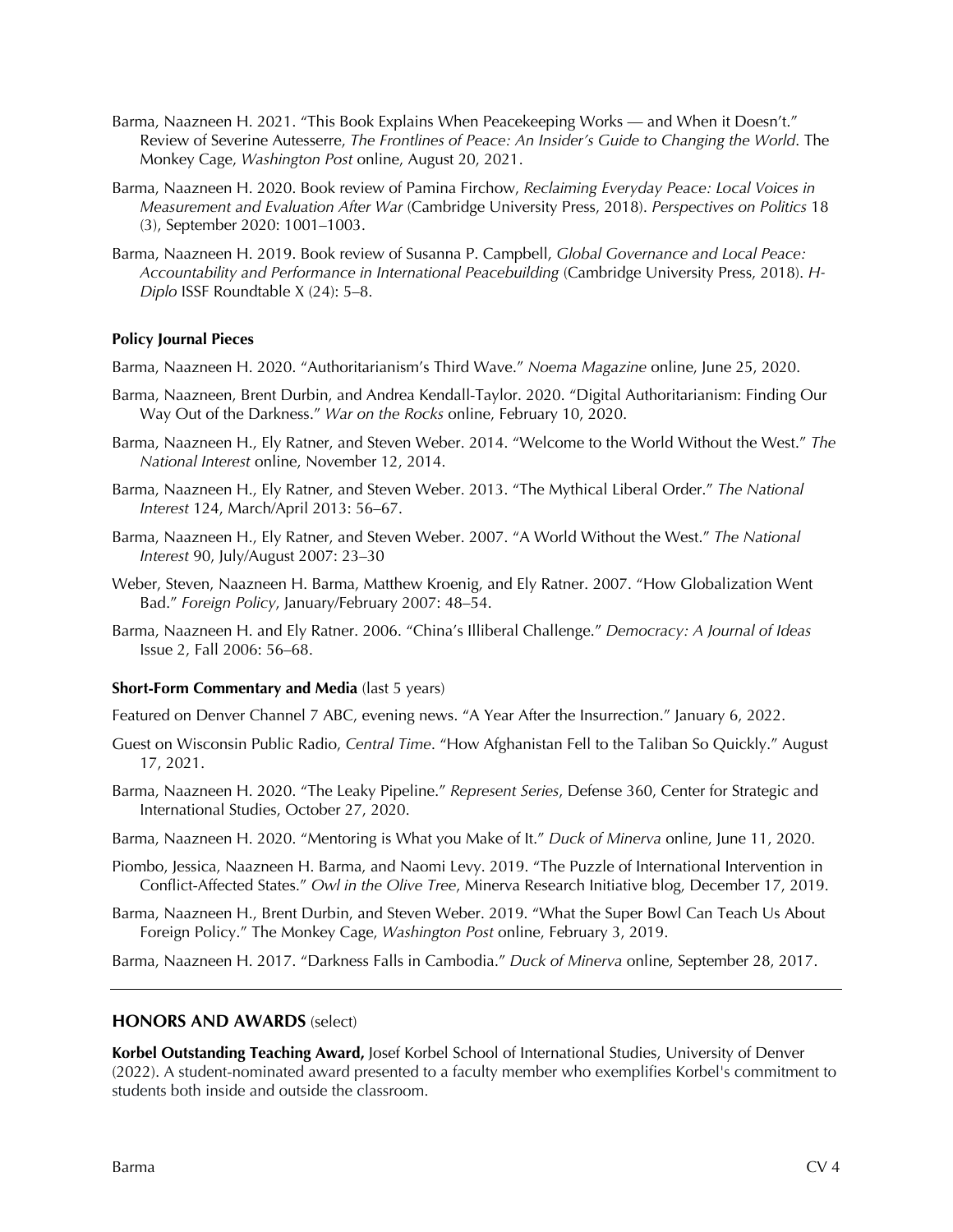Barma, Naazneen H. 2021. "This Book Explains When Peacekeeping Works — and When it Doesn't." Review of Severine Autesserre, *The Frontlines of Peace: An Insider's Guide to Changing the World*. The Monkey Cage, *Washington Post* online, August 20, 2021.

Barma, Naazneen H. 2020. Book review of Pamina Firchow, *Reclaiming Everyday Peace: Local Voices in Measurement and Evaluation After War* (Cambridge University Press, 2018). *Perspectives on Politics* 18 (3), September 2020: 1001–1003.

Barma, Naazneen H. 2019. Book review of Susanna P. Campbell, *Global Governance and Local Peace: Accountability and Performance in International Peacebuilding* (Cambridge University Press, 2018). *H-Diplo* ISSF Roundtable X (24): 5–8.

**Policy Journal Pieces**

Barma, Naazneen H. 2020. "Authoritarianism's Third Wave." *Noema Magazine* online, June 25, 2020.

Barma, Naazneen, Brent Durbin, and Andrea Kendall-Taylor. 2020. "Digital Authoritarianism: Finding Our Way Out of the Darkness." *War on the Rocks* online, February 10, 2020.

Barma, Naazneen H., Ely Ratner, and Steven Weber. 2014. "Welcome to the World Without the West." *The National Interest* online, November 12, 2014.

Barma, Naazneen H., Ely Ratner, and Steven Weber. 2013. "The Mythical Liberal Order." *The National Interest* 124, March/April 2013: 56–67.

Barma, Naazneen H., Ely Ratner, and Steven Weber. 2007. "A World Without the West." *The National Interest* 90, July/August 2007: 23–30

Weber, Steven, Naazneen H. Barma, Matthew Kroenig, and Ely Ratner. 2007. "How Globalization Went Bad." *Foreign Policy*, January/February 2007: 48–54.

Barma, Naazneen H. and Ely Ratner. 2006. "China's Illiberal Challenge." *Democracy: A Journal of Ideas* Issue 2, Fall 2006: 56–68.

**Short-Form Commentary and Media** (last 5 years)

Featured on Denver Channel 7 ABC, evening news. "A Year After the Insurrection." January 6, 2022.

Guest on Wisconsin Public Radio, *Central Time*. "How Afghanistan Fell to the Taliban So Quickly." August 17, 2021.

Barma, Naazneen H. 2020. "The Leaky Pipeline." *Represent Series*, Defense 360, Center for Strategic and International Studies, October 27, 2020.

Barma, Naazneen H. 2020. "Mentoring is What you Make of It." *Duck of Minerva* online, June 11, 2020.

Piombo, Jessica, Naazneen H. Barma, and Naomi Levy. 2019. "The Puzzle of International Intervention in Conflict-Affected States." *Owl in the Olive Tree*, Minerva Research Initiative blog, December 17, 2019.

Barma, Naazneen H., Brent Durbin, and Steven Weber. 2019. "What the Super Bowl Can Teach Us About Foreign Policy." The Monkey Cage, *Washington Post* online, February 3, 2019.

Barma, Naazneen H. 2017. "Darkness Falls in Cambodia." *Duck of Minerva* online, September 28, 2017.

---

## HONORS AND AWARDS (select)

**Korbel Outstanding Teaching Award,** Josef Korbel School of International Studies, University of Denver (2022). A student-nominated award presented to a faculty member who exemplifies Korbel's commitment to students both inside and outside the classroom.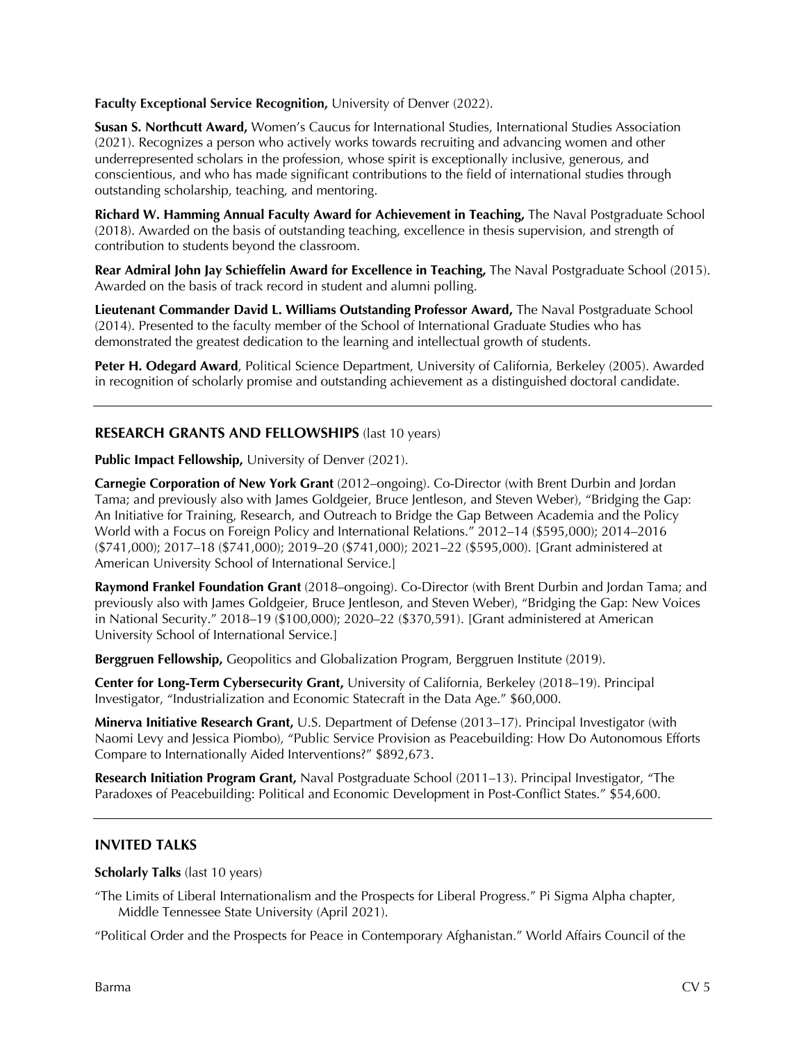**Faculty Exceptional Service Recognition,** University of Denver (2022).

**Susan S. Northcutt Award,** Women's Caucus for International Studies, International Studies Association (2021). Recognizes a person who actively works towards recruiting and advancing women and other underrepresented scholars in the profession, whose spirit is exceptionally inclusive, generous, and conscientious, and who has made significant contributions to the field of international studies through outstanding scholarship, teaching, and mentoring.

**Richard W. Hamming Annual Faculty Award for Achievement in Teaching,** The Naval Postgraduate School (2018). Awarded on the basis of outstanding teaching, excellence in thesis supervision, and strength of contribution to students beyond the classroom.

**Rear Admiral John Jay Schieffelin Award for Excellence in Teaching,** The Naval Postgraduate School (2015). Awarded on the basis of track record in student and alumni polling.

**Lieutenant Commander David L. Williams Outstanding Professor Award,** The Naval Postgraduate School (2014). Presented to the faculty member of the School of International Graduate Studies who has demonstrated the greatest dedication to the learning and intellectual growth of students.

**Peter H. Odegard Award**, Political Science Department, University of California, Berkeley (2005). Awarded in recognition of scholarly promise and outstanding achievement as a distinguished doctoral candidate.

---

## RESEARCH GRANTS AND FELLOWSHIPS (last 10 years)

**Public Impact Fellowship,** University of Denver (2021).

**Carnegie Corporation of New York Grant** (2012–ongoing). Co-Director (with Brent Durbin and Jordan Tama; and previously also with James Goldgeier, Bruce Jentleson, and Steven Weber), "Bridging the Gap: An Initiative for Training, Research, and Outreach to Bridge the Gap Between Academia and the Policy World with a Focus on Foreign Policy and International Relations." 2012–14 ($595,000); 2014–2016 ($741,000); 2017–18 ($741,000); 2019–20 ($741,000); 2021–22 ($595,000). [Grant administered at American University School of International Service.]

**Raymond Frankel Foundation Grant** (2018–ongoing). Co-Director (with Brent Durbin and Jordan Tama; and previously also with James Goldgeier, Bruce Jentleson, and Steven Weber), "Bridging the Gap: New Voices in National Security." 2018–19 ($100,000); 2020–22 ($370,591). [Grant administered at American University School of International Service.]

**Berggruen Fellowship,** Geopolitics and Globalization Program, Berggruen Institute (2019).

**Center for Long-Term Cybersecurity Grant,** University of California, Berkeley (2018–19). Principal Investigator, "Industrialization and Economic Statecraft in the Data Age." $60,000.

**Minerva Initiative Research Grant,** U.S. Department of Defense (2013–17). Principal Investigator (with Naomi Levy and Jessica Piombo), "Public Service Provision as Peacebuilding: How Do Autonomous Efforts Compare to Internationally Aided Interventions?" $892,673.

**Research Initiation Program Grant,** Naval Postgraduate School (2011–13). Principal Investigator, "The Paradoxes of Peacebuilding: Political and Economic Development in Post-Conflict States." $54,600.

---

## INVITED TALKS

**Scholarly Talks** (last 10 years)

"The Limits of Liberal Internationalism and the Prospects for Liberal Progress." Pi Sigma Alpha chapter, Middle Tennessee State University (April 2021).

"Political Order and the Prospects for Peace in Contemporary Afghanistan." World Affairs Council of the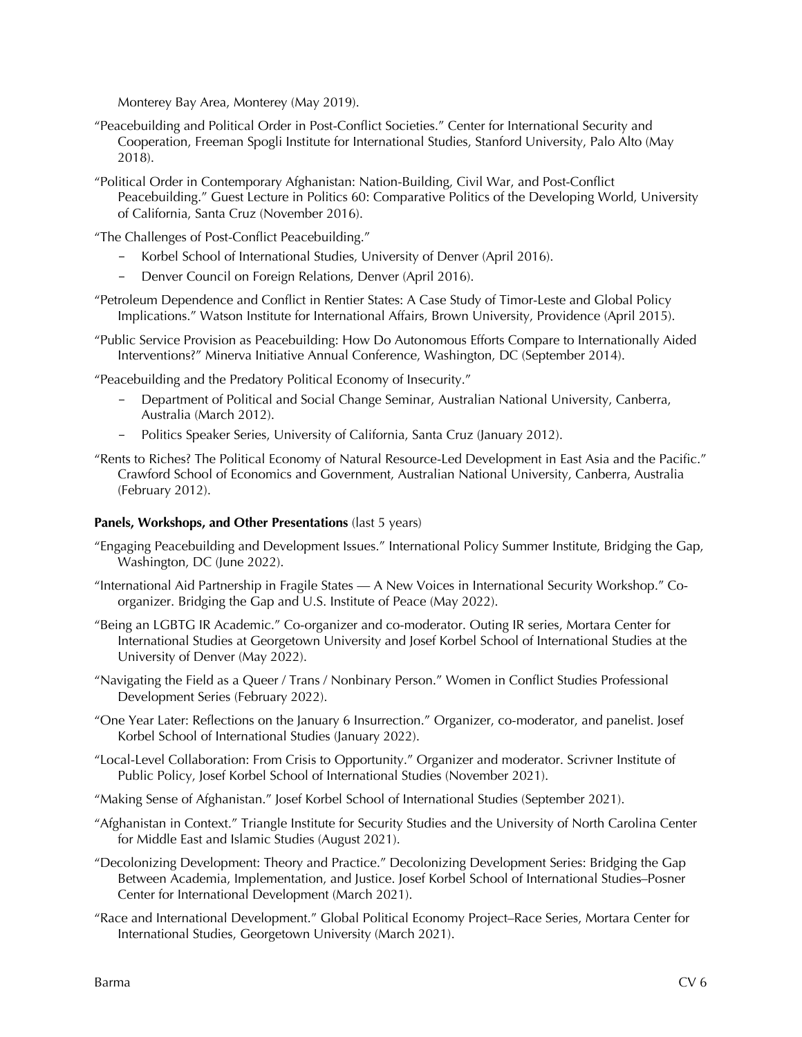Monterey Bay Area, Monterey (May 2019).

"Peacebuilding and Political Order in Post-Conflict Societies." Center for International Security and Cooperation, Freeman Spogli Institute for International Studies, Stanford University, Palo Alto (May 2018).

"Political Order in Contemporary Afghanistan: Nation-Building, Civil War, and Post-Conflict Peacebuilding." Guest Lecture in Politics 60: Comparative Politics of the Developing World, University of California, Santa Cruz (November 2016).

"The Challenges of Post-Conflict Peacebuilding."

- Korbel School of International Studies, University of Denver (April 2016).
- Denver Council on Foreign Relations, Denver (April 2016).

"Petroleum Dependence and Conflict in Rentier States: A Case Study of Timor-Leste and Global Policy Implications." Watson Institute for International Affairs, Brown University, Providence (April 2015).

"Public Service Provision as Peacebuilding: How Do Autonomous Efforts Compare to Internationally Aided Interventions?" Minerva Initiative Annual Conference, Washington, DC (September 2014).

"Peacebuilding and the Predatory Political Economy of Insecurity."

- Department of Political and Social Change Seminar, Australian National University, Canberra, Australia (March 2012).
- Politics Speaker Series, University of California, Santa Cruz (January 2012).

"Rents to Riches? The Political Economy of Natural Resource-Led Development in East Asia and the Pacific." Crawford School of Economics and Government, Australian National University, Canberra, Australia (February 2012).

**Panels, Workshops, and Other Presentations** (last 5 years)

"Engaging Peacebuilding and Development Issues." International Policy Summer Institute, Bridging the Gap, Washington, DC (June 2022).

"International Aid Partnership in Fragile States — A New Voices in International Security Workshop." Co-organizer. Bridging the Gap and U.S. Institute of Peace (May 2022).

"Being an LGBTG IR Academic." Co-organizer and co-moderator. Outing IR series, Mortara Center for International Studies at Georgetown University and Josef Korbel School of International Studies at the University of Denver (May 2022).

"Navigating the Field as a Queer / Trans / Nonbinary Person." Women in Conflict Studies Professional Development Series (February 2022).

"One Year Later: Reflections on the January 6 Insurrection." Organizer, co-moderator, and panelist. Josef Korbel School of International Studies (January 2022).

"Local-Level Collaboration: From Crisis to Opportunity." Organizer and moderator. Scrivner Institute of Public Policy, Josef Korbel School of International Studies (November 2021).

"Making Sense of Afghanistan." Josef Korbel School of International Studies (September 2021).

"Afghanistan in Context." Triangle Institute for Security Studies and the University of North Carolina Center for Middle East and Islamic Studies (August 2021).

"Decolonizing Development: Theory and Practice." Decolonizing Development Series: Bridging the Gap Between Academia, Implementation, and Justice. Josef Korbel School of International Studies–Posner Center for International Development (March 2021).

"Race and International Development." Global Political Economy Project–Race Series, Mortara Center for International Studies, Georgetown University (March 2021).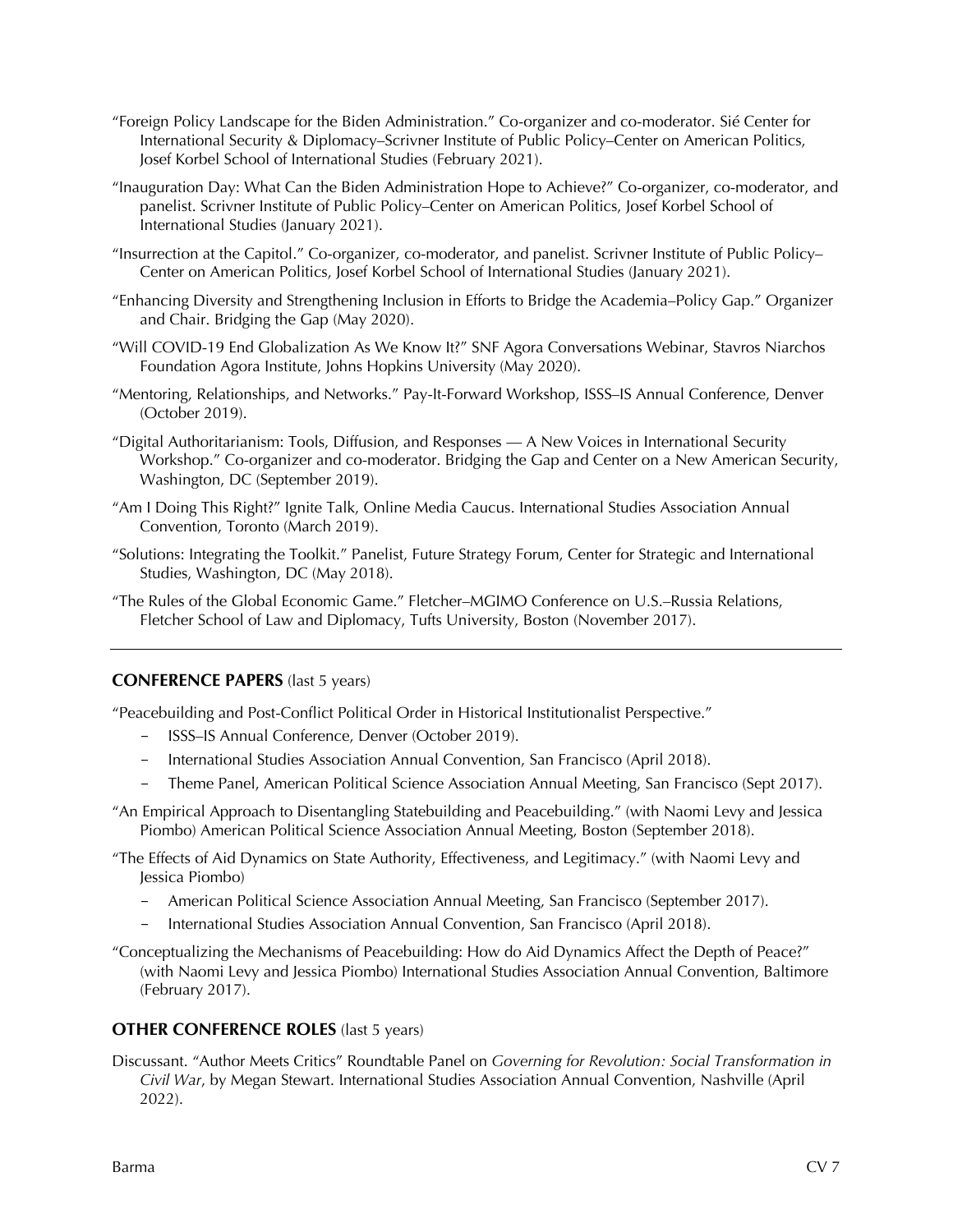"Foreign Policy Landscape for the Biden Administration." Co-organizer and co-moderator. Sié Center for International Security & Diplomacy–Scrivner Institute of Public Policy–Center on American Politics, Josef Korbel School of International Studies (February 2021).

"Inauguration Day: What Can the Biden Administration Hope to Achieve?" Co-organizer, co-moderator, and panelist. Scrivner Institute of Public Policy–Center on American Politics, Josef Korbel School of International Studies (January 2021).

"Insurrection at the Capitol." Co-organizer, co-moderator, and panelist. Scrivner Institute of Public Policy–Center on American Politics, Josef Korbel School of International Studies (January 2021).

"Enhancing Diversity and Strengthening Inclusion in Efforts to Bridge the Academia–Policy Gap." Organizer and Chair. Bridging the Gap (May 2020).

"Will COVID-19 End Globalization As We Know It?" SNF Agora Conversations Webinar, Stavros Niarchos Foundation Agora Institute, Johns Hopkins University (May 2020).

"Mentoring, Relationships, and Networks." Pay-It-Forward Workshop, ISSS–IS Annual Conference, Denver (October 2019).

"Digital Authoritarianism: Tools, Diffusion, and Responses — A New Voices in International Security Workshop." Co-organizer and co-moderator. Bridging the Gap and Center on a New American Security, Washington, DC (September 2019).

"Am I Doing This Right?" Ignite Talk, Online Media Caucus. International Studies Association Annual Convention, Toronto (March 2019).

"Solutions: Integrating the Toolkit." Panelist, Future Strategy Forum, Center for Strategic and International Studies, Washington, DC (May 2018).

"The Rules of the Global Economic Game." Fletcher–MGIMO Conference on U.S.–Russia Relations, Fletcher School of Law and Diplomacy, Tufts University, Boston (November 2017).

---

## CONFERENCE PAPERS (last 5 years)

"Peacebuilding and Post-Conflict Political Order in Historical Institutionalist Perspective."

- ISSS–IS Annual Conference, Denver (October 2019).
- International Studies Association Annual Convention, San Francisco (April 2018).
- Theme Panel, American Political Science Association Annual Meeting, San Francisco (Sept 2017).

"An Empirical Approach to Disentangling Statebuilding and Peacebuilding." (with Naomi Levy and Jessica Piombo) American Political Science Association Annual Meeting, Boston (September 2018).

"The Effects of Aid Dynamics on State Authority, Effectiveness, and Legitimacy." (with Naomi Levy and Jessica Piombo)

- American Political Science Association Annual Meeting, San Francisco (September 2017).
- International Studies Association Annual Convention, San Francisco (April 2018).

"Conceptualizing the Mechanisms of Peacebuilding: How do Aid Dynamics Affect the Depth of Peace?" (with Naomi Levy and Jessica Piombo) International Studies Association Annual Convention, Baltimore (February 2017).

## OTHER CONFERENCE ROLES (last 5 years)

Discussant. "Author Meets Critics" Roundtable Panel on *Governing for Revolution: Social Transformation in Civil War*, by Megan Stewart. International Studies Association Annual Convention, Nashville (April 2022).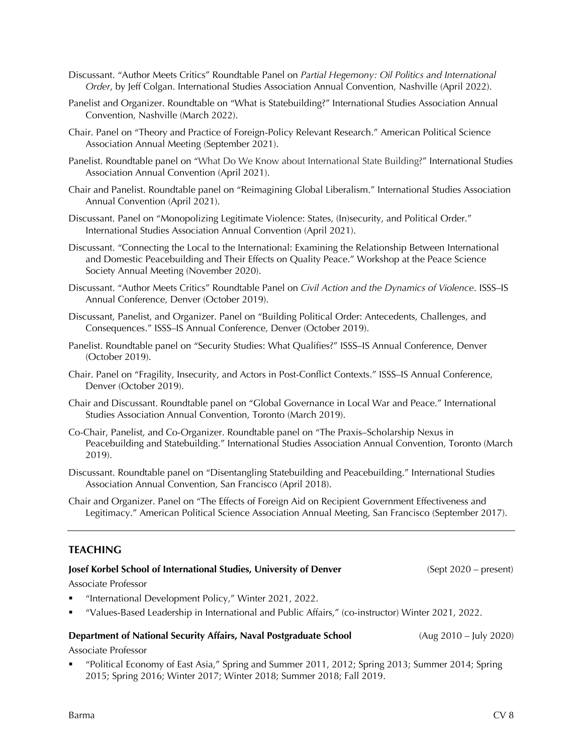Discussant. "Author Meets Critics" Roundtable Panel on *Partial Hegemony: Oil Politics and International Order*, by Jeff Colgan. International Studies Association Annual Convention, Nashville (April 2022).

Panelist and Organizer. Roundtable on "What is Statebuilding?" International Studies Association Annual Convention, Nashville (March 2022).

Chair. Panel on "Theory and Practice of Foreign-Policy Relevant Research." American Political Science Association Annual Meeting (September 2021).

Panelist. Roundtable panel on "What Do We Know about International State Building?" International Studies Association Annual Convention (April 2021).

Chair and Panelist. Roundtable panel on "Reimagining Global Liberalism." International Studies Association Annual Convention (April 2021).

Discussant. Panel on "Monopolizing Legitimate Violence: States, (In)security, and Political Order." International Studies Association Annual Convention (April 2021).

Discussant. "Connecting the Local to the International: Examining the Relationship Between International and Domestic Peacebuilding and Their Effects on Quality Peace." Workshop at the Peace Science Society Annual Meeting (November 2020).

Discussant. "Author Meets Critics" Roundtable Panel on *Civil Action and the Dynamics of Violence*. ISSS–IS Annual Conference, Denver (October 2019).

Discussant, Panelist, and Organizer. Panel on "Building Political Order: Antecedents, Challenges, and Consequences." ISSS–IS Annual Conference, Denver (October 2019).

Panelist. Roundtable panel on "Security Studies: What Qualifies?" ISSS–IS Annual Conference, Denver (October 2019).

Chair. Panel on "Fragility, Insecurity, and Actors in Post-Conflict Contexts." ISSS–IS Annual Conference, Denver (October 2019).

Chair and Discussant. Roundtable panel on "Global Governance in Local War and Peace." International Studies Association Annual Convention, Toronto (March 2019).

Co-Chair, Panelist, and Co-Organizer. Roundtable panel on "The Praxis–Scholarship Nexus in Peacebuilding and Statebuilding." International Studies Association Annual Convention, Toronto (March 2019).

Discussant. Roundtable panel on "Disentangling Statebuilding and Peacebuilding." International Studies Association Annual Convention, San Francisco (April 2018).

Chair and Organizer. Panel on "The Effects of Foreign Aid on Recipient Government Effectiveness and Legitimacy." American Political Science Association Annual Meeting, San Francisco (September 2017).

---

## TEACHING

**Josef Korbel School of International Studies, University of Denver** (Sept 2020 – present)

Associate Professor

- "International Development Policy," Winter 2021, 2022.
- "Values-Based Leadership in International and Public Affairs," (co-instructor) Winter 2021, 2022.

**Department of National Security Affairs, Naval Postgraduate School** (Aug 2010 – July 2020)

Associate Professor

- "Political Economy of East Asia," Spring and Summer 2011, 2012; Spring 2013; Summer 2014; Spring 2015; Spring 2016; Winter 2017; Winter 2018; Summer 2018; Fall 2019.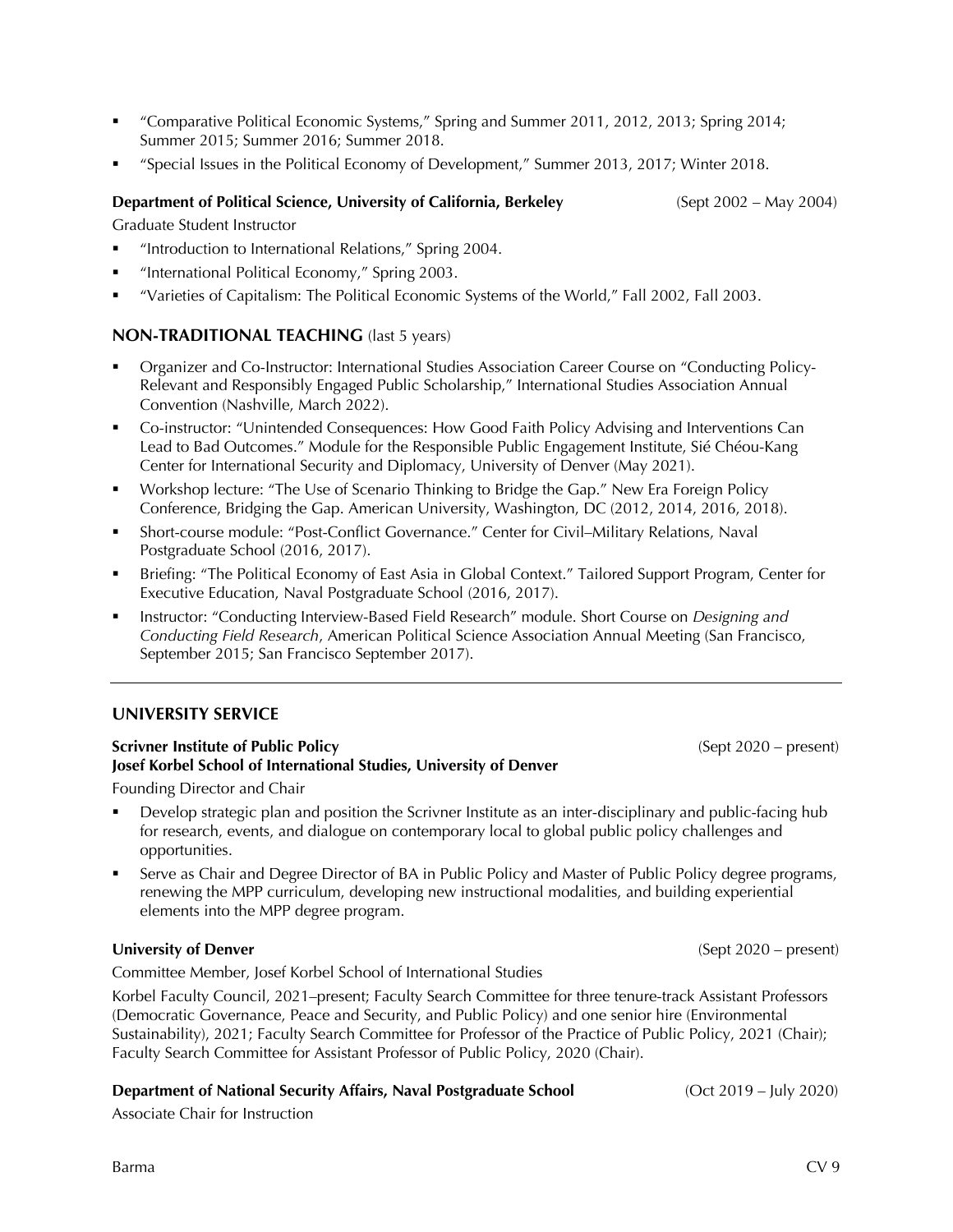- "Comparative Political Economic Systems," Spring and Summer 2011, 2012, 2013; Spring 2014; Summer 2015; Summer 2016; Summer 2018.
- "Special Issues in the Political Economy of Development," Summer 2013, 2017; Winter 2018.

**Department of Political Science, University of California, Berkeley** (Sept 2002 – May 2004)

Graduate Student Instructor

- "Introduction to International Relations," Spring 2004.
- "International Political Economy," Spring 2003.
- "Varieties of Capitalism: The Political Economic Systems of the World," Fall 2002, Fall 2003.

## NON-TRADITIONAL TEACHING (last 5 years)

- Organizer and Co-Instructor: International Studies Association Career Course on "Conducting Policy-Relevant and Responsibly Engaged Public Scholarship," International Studies Association Annual Convention (Nashville, March 2022).
- Co-instructor: "Unintended Consequences: How Good Faith Policy Advising and Interventions Can Lead to Bad Outcomes." Module for the Responsible Public Engagement Institute, Sié Chéou-Kang Center for International Security and Diplomacy, University of Denver (May 2021).
- Workshop lecture: "The Use of Scenario Thinking to Bridge the Gap." New Era Foreign Policy Conference, Bridging the Gap. American University, Washington, DC (2012, 2014, 2016, 2018).
- Short-course module: "Post-Conflict Governance." Center for Civil–Military Relations, Naval Postgraduate School (2016, 2017).
- Briefing: "The Political Economy of East Asia in Global Context." Tailored Support Program, Center for Executive Education, Naval Postgraduate School (2016, 2017).
- Instructor: "Conducting Interview-Based Field Research" module. Short Course on *Designing and Conducting Field Research*, American Political Science Association Annual Meeting (San Francisco, September 2015; San Francisco September 2017).

---

## UNIVERSITY SERVICE

**Scrivner Institute of Public Policy** (Sept 2020 – present)
**Josef Korbel School of International Studies, University of Denver**

Founding Director and Chair

- Develop strategic plan and position the Scrivner Institute as an inter-disciplinary and public-facing hub for research, events, and dialogue on contemporary local to global public policy challenges and opportunities.
- Serve as Chair and Degree Director of BA in Public Policy and Master of Public Policy degree programs, renewing the MPP curriculum, developing new instructional modalities, and building experiential elements into the MPP degree program.

**University of Denver** (Sept 2020 – present)

Committee Member, Josef Korbel School of International Studies

Korbel Faculty Council, 2021–present; Faculty Search Committee for three tenure-track Assistant Professors (Democratic Governance, Peace and Security, and Public Policy) and one senior hire (Environmental Sustainability), 2021; Faculty Search Committee for Professor of the Practice of Public Policy, 2021 (Chair); Faculty Search Committee for Assistant Professor of Public Policy, 2020 (Chair).

**Department of National Security Affairs, Naval Postgraduate School** (Oct 2019 – July 2020)

Associate Chair for Instruction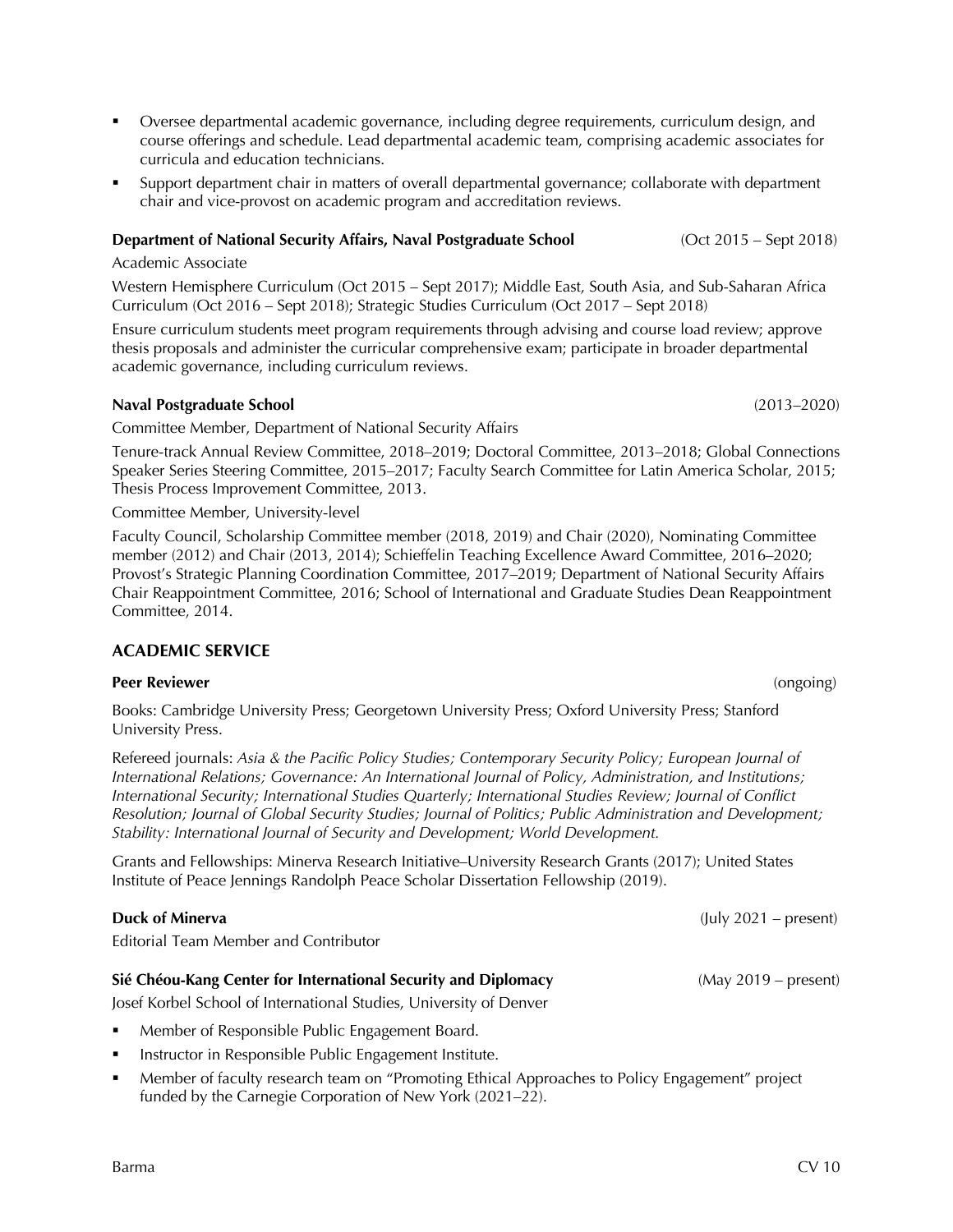- Oversee departmental academic governance, including degree requirements, curriculum design, and course offerings and schedule. Lead departmental academic team, comprising academic associates for curricula and education technicians.
- Support department chair in matters of overall departmental governance; collaborate with department chair and vice-provost on academic program and accreditation reviews.

**Department of National Security Affairs, Naval Postgraduate School** (Oct 2015 – Sept 2018)

Academic Associate

Western Hemisphere Curriculum (Oct 2015 – Sept 2017); Middle East, South Asia, and Sub-Saharan Africa Curriculum (Oct 2016 – Sept 2018); Strategic Studies Curriculum (Oct 2017 – Sept 2018)

Ensure curriculum students meet program requirements through advising and course load review; approve thesis proposals and administer the curricular comprehensive exam; participate in broader departmental academic governance, including curriculum reviews.

**Naval Postgraduate School** (2013–2020)

Committee Member, Department of National Security Affairs

Tenure-track Annual Review Committee, 2018–2019; Doctoral Committee, 2013–2018; Global Connections Speaker Series Steering Committee, 2015–2017; Faculty Search Committee for Latin America Scholar, 2015; Thesis Process Improvement Committee, 2013.

Committee Member, University-level

Faculty Council, Scholarship Committee member (2018, 2019) and Chair (2020), Nominating Committee member (2012) and Chair (2013, 2014); Schieffelin Teaching Excellence Award Committee, 2016–2020; Provost's Strategic Planning Coordination Committee, 2017–2019; Department of National Security Affairs Chair Reappointment Committee, 2016; School of International and Graduate Studies Dean Reappointment Committee, 2014.

## ACADEMIC SERVICE

**Peer Reviewer** (ongoing)

Books: Cambridge University Press; Georgetown University Press; Oxford University Press; Stanford University Press.

Refereed journals: *Asia & the Pacific Policy Studies; Contemporary Security Policy; European Journal of International Relations; Governance: An International Journal of Policy, Administration, and Institutions; International Security; International Studies Quarterly; International Studies Review; Journal of Conflict Resolution; Journal of Global Security Studies; Journal of Politics; Public Administration and Development; Stability: International Journal of Security and Development; World Development.*

Grants and Fellowships: Minerva Research Initiative–University Research Grants (2017); United States Institute of Peace Jennings Randolph Peace Scholar Dissertation Fellowship (2019).

**Duck of Minerva** (July 2021 – present)

Editorial Team Member and Contributor

**Sié Chéou-Kang Center for International Security and Diplomacy** (May 2019 – present)

Josef Korbel School of International Studies, University of Denver

- Member of Responsible Public Engagement Board.
- Instructor in Responsible Public Engagement Institute.
- Member of faculty research team on "Promoting Ethical Approaches to Policy Engagement" project funded by the Carnegie Corporation of New York (2021–22).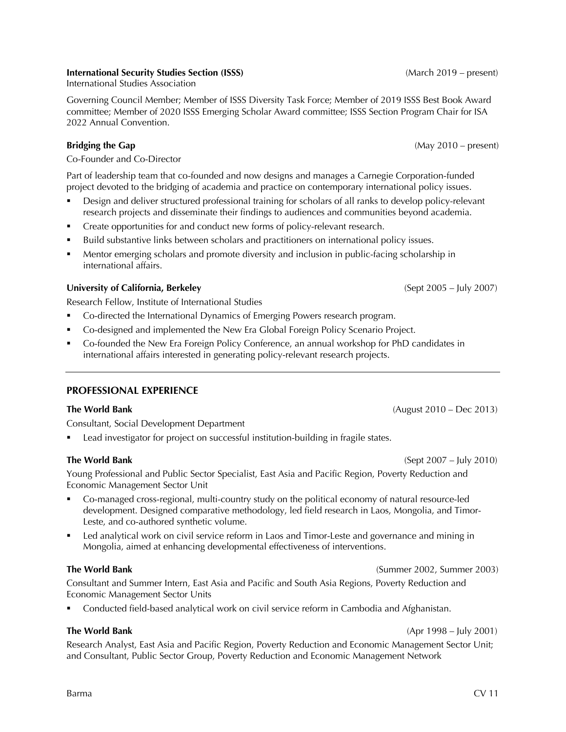**International Security Studies Section (ISSS)** (March 2019 – present)
International Studies Association

Governing Council Member; Member of ISSS Diversity Task Force; Member of 2019 ISSS Best Book Award committee; Member of 2020 ISSS Emerging Scholar Award committee; ISSS Section Program Chair for ISA 2022 Annual Convention.

**Bridging the Gap** (May 2010 – present)

Co-Founder and Co-Director

Part of leadership team that co-founded and now designs and manages a Carnegie Corporation-funded project devoted to the bridging of academia and practice on contemporary international policy issues.

- Design and deliver structured professional training for scholars of all ranks to develop policy-relevant research projects and disseminate their findings to audiences and communities beyond academia.
- Create opportunities for and conduct new forms of policy-relevant research.
- Build substantive links between scholars and practitioners on international policy issues.
- Mentor emerging scholars and promote diversity and inclusion in public-facing scholarship in international affairs.

**University of California, Berkeley** (Sept 2005 – July 2007)

Research Fellow, Institute of International Studies

- Co-directed the International Dynamics of Emerging Powers research program.
- Co-designed and implemented the New Era Global Foreign Policy Scenario Project.
- Co-founded the New Era Foreign Policy Conference, an annual workshop for PhD candidates in international affairs interested in generating policy-relevant research projects.

---

## PROFESSIONAL EXPERIENCE

**The World Bank** (August 2010 – Dec 2013)

Consultant, Social Development Department

- Lead investigator for project on successful institution-building in fragile states.

**The World Bank** (Sept 2007 – July 2010)

Young Professional and Public Sector Specialist, East Asia and Pacific Region, Poverty Reduction and Economic Management Sector Unit

- Co-managed cross-regional, multi-country study on the political economy of natural resource-led development. Designed comparative methodology, led field research in Laos, Mongolia, and Timor-Leste, and co-authored synthetic volume.
- Led analytical work on civil service reform in Laos and Timor-Leste and governance and mining in Mongolia, aimed at enhancing developmental effectiveness of interventions.

**The World Bank** (Summer 2002, Summer 2003)

Consultant and Summer Intern, East Asia and Pacific and South Asia Regions, Poverty Reduction and Economic Management Sector Units

- Conducted field-based analytical work on civil service reform in Cambodia and Afghanistan.

**The World Bank** (Apr 1998 – July 2001)

Research Analyst, East Asia and Pacific Region, Poverty Reduction and Economic Management Sector Unit; and Consultant, Public Sector Group, Poverty Reduction and Economic Management Network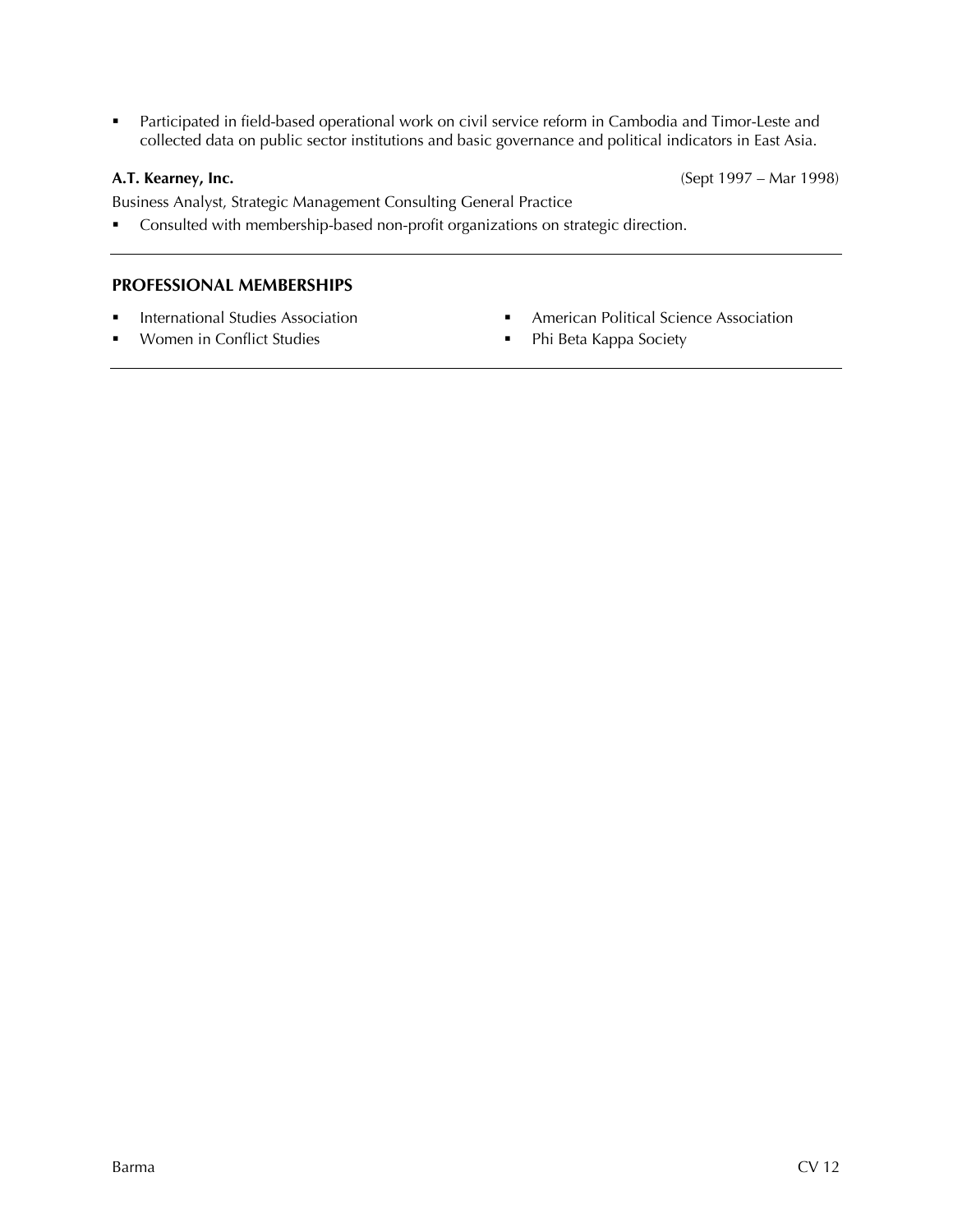- Participated in field-based operational work on civil service reform in Cambodia and Timor-Leste and collected data on public sector institutions and basic governance and political indicators in East Asia.

**A.T. Kearney, Inc.** (Sept 1997 – Mar 1998)

Business Analyst, Strategic Management Consulting General Practice

- Consulted with membership-based non-profit organizations on strategic direction.

## PROFESSIONAL MEMBERSHIPS

- International Studies Association
- Women in Conflict Studies
- American Political Science Association
- Phi Beta Kappa Society